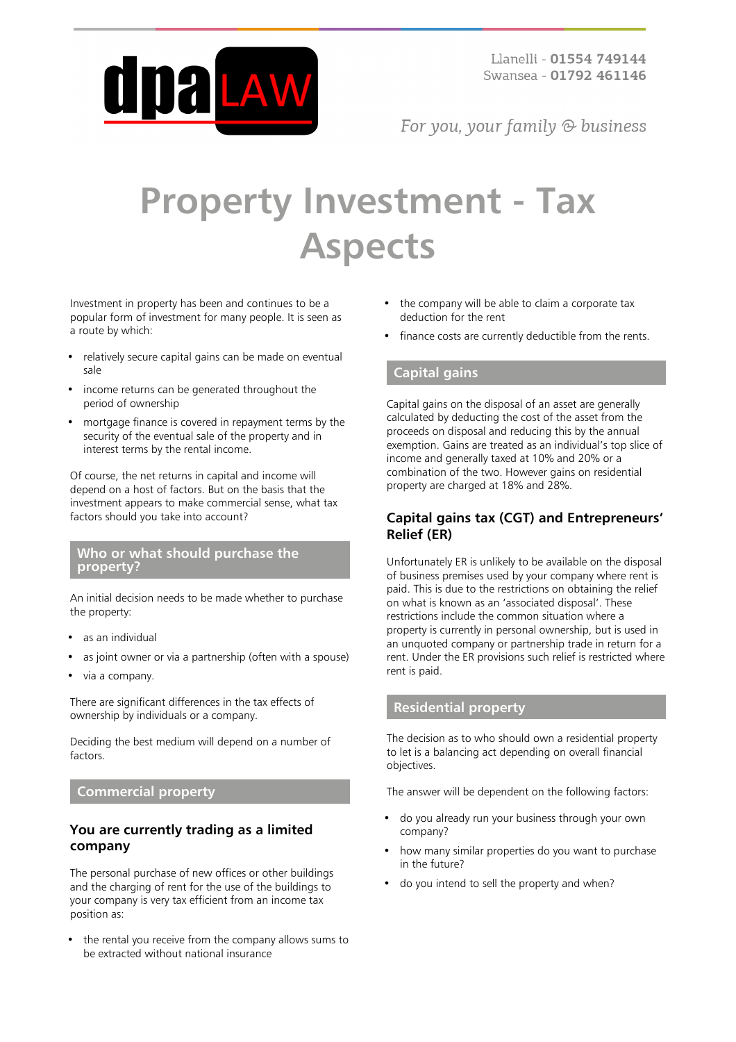Llanelli - **01554 749144**
Swansea - **01792 461146**

*For you, your family & business*

# Property Investment - Tax Aspects

Investment in property has been and continues to be a popular form of investment for many people. It is seen as a route by which:

- relatively secure capital gains can be made on eventual sale
- income returns can be generated throughout the period of ownership
- mortgage finance is covered in repayment terms by the security of the eventual sale of the property and in interest terms by the rental income.

Of course, the net returns in capital and income will depend on a host of factors. But on the basis that the investment appears to make commercial sense, what tax factors should you take into account?

## Who or what should purchase the property?

An initial decision needs to be made whether to purchase the property:

- as an individual
- as joint owner or via a partnership (often with a spouse)
- via a company.

There are significant differences in the tax effects of ownership by individuals or a company.

Deciding the best medium will depend on a number of factors.

## Commercial property

### You are currently trading as a limited company

The personal purchase of new offices or other buildings and the charging of rent for the use of the buildings to your company is very tax efficient from an income tax position as:

- the rental you receive from the company allows sums to be extracted without national insurance
- the company will be able to claim a corporate tax deduction for the rent
- finance costs are currently deductible from the rents.

## Capital gains

Capital gains on the disposal of an asset are generally calculated by deducting the cost of the asset from the proceeds on disposal and reducing this by the annual exemption. Gains are treated as an individual's top slice of income and generally taxed at 10% and 20% or a combination of the two. However gains on residential property are charged at 18% and 28%.

### Capital gains tax (CGT) and Entrepreneurs' Relief (ER)

Unfortunately ER is unlikely to be available on the disposal of business premises used by your company where rent is paid. This is due to the restrictions on obtaining the relief on what is known as an 'associated disposal'. These restrictions include the common situation where a property is currently in personal ownership, but is used in an unquoted company or partnership trade in return for a rent. Under the ER provisions such relief is restricted where rent is paid.

## Residential property

The decision as to who should own a residential property to let is a balancing act depending on overall financial objectives.

The answer will be dependent on the following factors:

- do you already run your business through your own company?
- how many similar properties do you want to purchase in the future?
- do you intend to sell the property and when?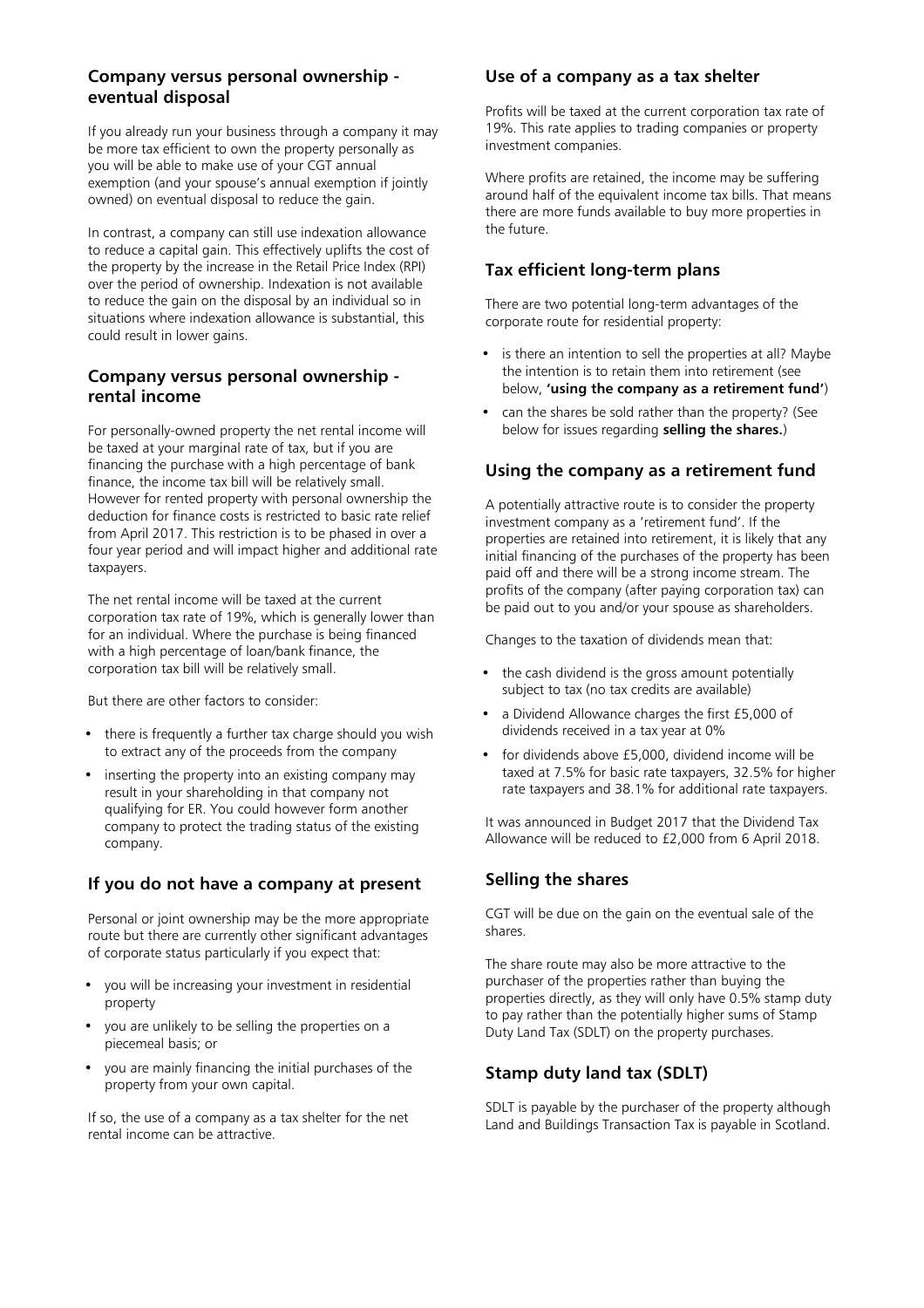## Company versus personal ownership - eventual disposal

If you already run your business through a company it may be more tax efficient to own the property personally as you will be able to make use of your CGT annual exemption (and your spouse's annual exemption if jointly owned) on eventual disposal to reduce the gain.

In contrast, a company can still use indexation allowance to reduce a capital gain. This effectively uplifts the cost of the property by the increase in the Retail Price Index (RPI) over the period of ownership. Indexation is not available to reduce the gain on the disposal by an individual so in situations where indexation allowance is substantial, this could result in lower gains.

## Company versus personal ownership - rental income

For personally-owned property the net rental income will be taxed at your marginal rate of tax, but if you are financing the purchase with a high percentage of bank finance, the income tax bill will be relatively small. However for rented property with personal ownership the deduction for finance costs is restricted to basic rate relief from April 2017. This restriction is to be phased in over a four year period and will impact higher and additional rate taxpayers.

The net rental income will be taxed at the current corporation tax rate of 19%, which is generally lower than for an individual. Where the purchase is being financed with a high percentage of loan/bank finance, the corporation tax bill will be relatively small.

But there are other factors to consider:

- there is frequently a further tax charge should you wish to extract any of the proceeds from the company
- inserting the property into an existing company may result in your shareholding in that company not qualifying for ER. You could however form another company to protect the trading status of the existing company.

## If you do not have a company at present

Personal or joint ownership may be the more appropriate route but there are currently other significant advantages of corporate status particularly if you expect that:

- you will be increasing your investment in residential property
- you are unlikely to be selling the properties on a piecemeal basis; or
- you are mainly financing the initial purchases of the property from your own capital.

If so, the use of a company as a tax shelter for the net rental income can be attractive.

## Use of a company as a tax shelter

Profits will be taxed at the current corporation tax rate of 19%. This rate applies to trading companies or property investment companies.

Where profits are retained, the income may be suffering around half of the equivalent income tax bills. That means there are more funds available to buy more properties in the future.

## Tax efficient long-term plans

There are two potential long-term advantages of the corporate route for residential property:

- is there an intention to sell the properties at all? Maybe the intention is to retain them into retirement (see below, **'using the company as a retirement fund'**)
- can the shares be sold rather than the property? (See below for issues regarding **selling the shares.**)

## Using the company as a retirement fund

A potentially attractive route is to consider the property investment company as a 'retirement fund'. If the properties are retained into retirement, it is likely that any initial financing of the purchases of the property has been paid off and there will be a strong income stream. The profits of the company (after paying corporation tax) can be paid out to you and/or your spouse as shareholders.

Changes to the taxation of dividends mean that:

- the cash dividend is the gross amount potentially subject to tax (no tax credits are available)
- a Dividend Allowance charges the first £5,000 of dividends received in a tax year at 0%
- for dividends above £5,000, dividend income will be taxed at 7.5% for basic rate taxpayers, 32.5% for higher rate taxpayers and 38.1% for additional rate taxpayers.

It was announced in Budget 2017 that the Dividend Tax Allowance will be reduced to £2,000 from 6 April 2018.

## Selling the shares

CGT will be due on the gain on the eventual sale of the shares.

The share route may also be more attractive to the purchaser of the properties rather than buying the properties directly, as they will only have 0.5% stamp duty to pay rather than the potentially higher sums of Stamp Duty Land Tax (SDLT) on the property purchases.

## Stamp duty land tax (SDLT)

SDLT is payable by the purchaser of the property although Land and Buildings Transaction Tax is payable in Scotland.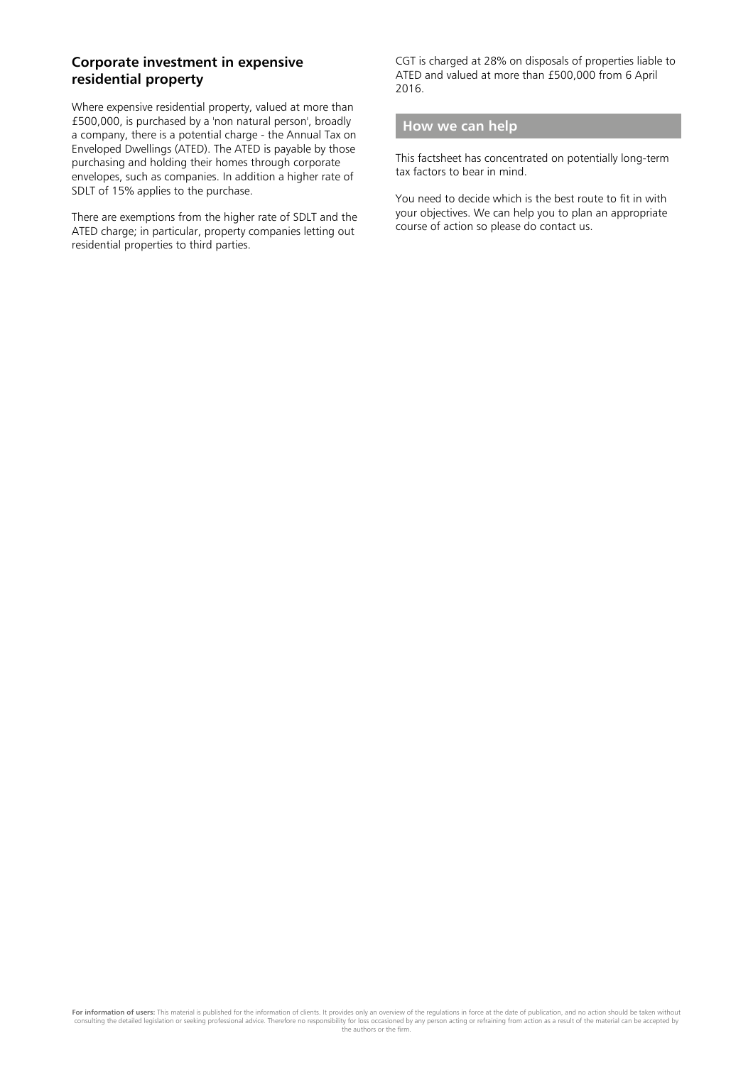## Corporate investment in expensive residential property

Where expensive residential property, valued at more than £500,000, is purchased by a 'non natural person', broadly a company, there is a potential charge - the Annual Tax on Enveloped Dwellings (ATED). The ATED is payable by those purchasing and holding their homes through corporate envelopes, such as companies. In addition a higher rate of SDLT of 15% applies to the purchase.

There are exemptions from the higher rate of SDLT and the ATED charge; in particular, property companies letting out residential properties to third parties.

CGT is charged at 28% on disposals of properties liable to ATED and valued at more than £500,000 from 6 April 2016.

## How we can help

This factsheet has concentrated on potentially long-term tax factors to bear in mind.

You need to decide which is the best route to fit in with your objectives. We can help you to plan an appropriate course of action so please do contact us.

**For information of users:** This material is published for the information of clients. It provides only an overview of the regulations in force at the date of publication, and no action should be taken without consulting the detailed legislation or seeking professional advice. Therefore no responsibility for loss occasioned by any person acting or refraining from action as a result of the material can be accepted by the authors or the firm.